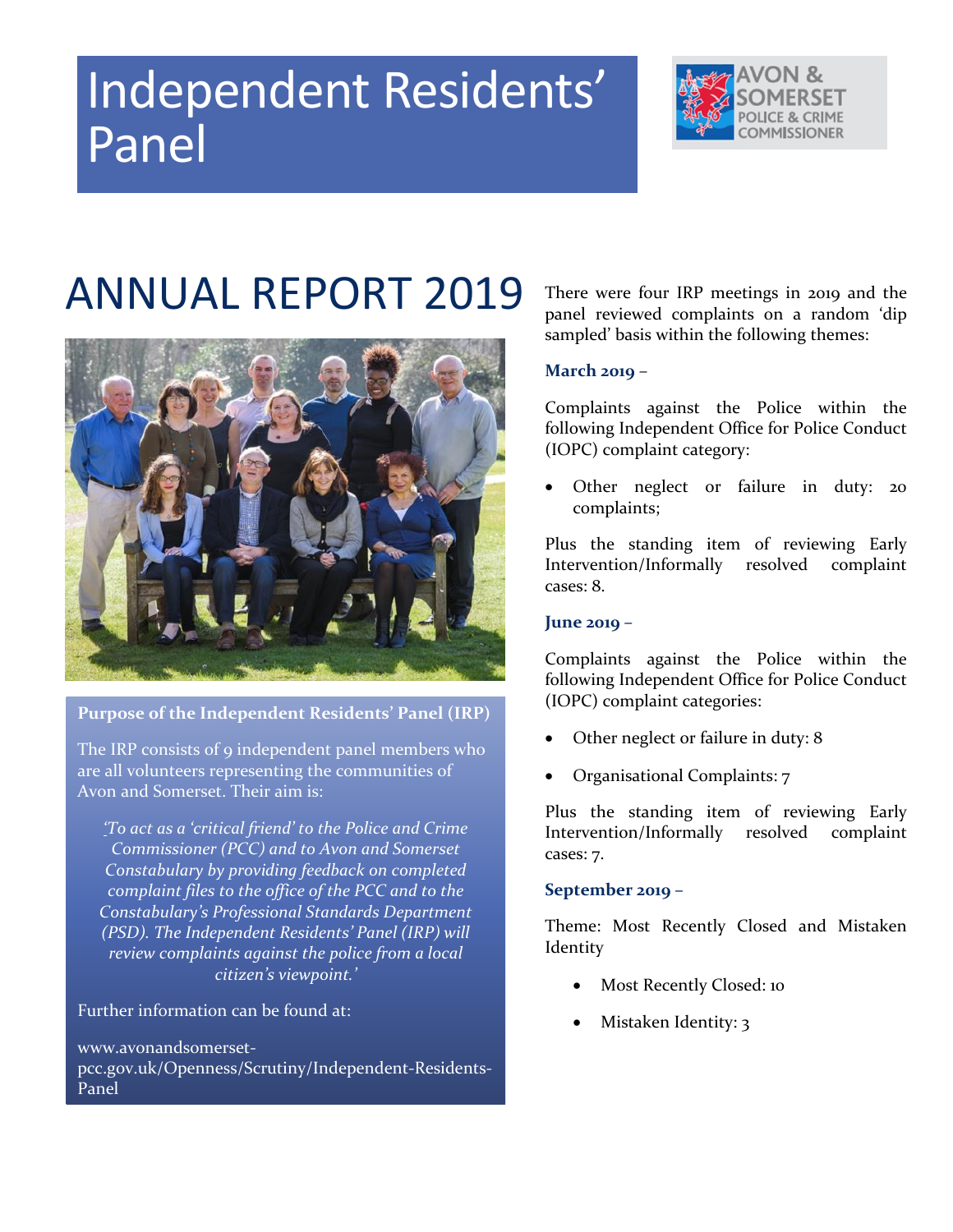# Independent Residents' Panel

AVON & SOMERSET POLICE & CRIME COMMISSIONER

# ANNUAL REPORT 2019

**Purpose of the Independent Residents' Panel (IRP)**

The IRP consists of 9 independent panel members who are all volunteers representing the communities of Avon and Somerset. Their aim is:

*'To act as a 'critical friend' to the Police and Crime Commissioner (PCC) and to Avon and Somerset Constabulary by providing feedback on completed complaint files to the office of the PCC and to the Constabulary's Professional Standards Department (PSD). The Independent Residents' Panel (IRP) will review complaints against the police from a local citizen's viewpoint.'*

Further information can be found at:

www.avonandsomerset-pcc.gov.uk/Openness/Scrutiny/Independent-Residents-Panel

There were four IRP meetings in 2019 and the panel reviewed complaints on a random 'dip sampled' basis within the following themes:

**March 2019 –**

Complaints against the Police within the following Independent Office for Police Conduct (IOPC) complaint category:

- Other neglect or failure in duty: 20 complaints;

Plus the standing item of reviewing Early Intervention/Informally resolved complaint cases: 8.

**June 2019 –**

Complaints against the Police within the following Independent Office for Police Conduct (IOPC) complaint categories:

- Other neglect or failure in duty: 8
- Organisational Complaints: 7

Plus the standing item of reviewing Early Intervention/Informally resolved complaint cases: 7.

**September 2019 –**

Theme: Most Recently Closed and Mistaken Identity

- Most Recently Closed: 10
- Mistaken Identity: 3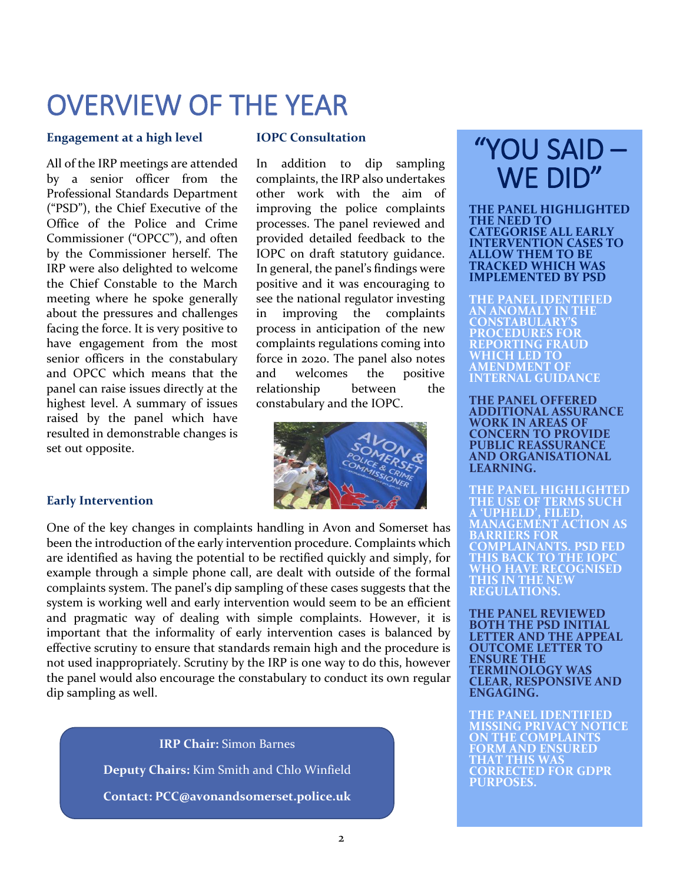# OVERVIEW OF THE YEAR

**Engagement at a high level**

All of the IRP meetings are attended by a senior officer from the Professional Standards Department ("PSD"), the Chief Executive of the Office of the Police and Crime Commissioner ("OPCC"), and often by the Commissioner herself. The IRP were also delighted to welcome the Chief Constable to the March meeting where he spoke generally about the pressures and challenges facing the force. It is very positive to have engagement from the most senior officers in the constabulary and OPCC which means that the panel can raise issues directly at the highest level. A summary of issues raised by the panel which have resulted in demonstrable changes is set out opposite.

**IOPC Consultation**

In addition to dip sampling complaints, the IRP also undertakes other work with the aim of improving the police complaints processes. The panel reviewed and provided detailed feedback to the IOPC on draft statutory guidance. In general, the panel's findings were positive and it was encouraging to see the national regulator investing in improving the complaints process in anticipation of the new complaints regulations coming into force in 2020. The panel also notes and welcomes the positive relationship between the constabulary and the IOPC.

**Early Intervention**

One of the key changes in complaints handling in Avon and Somerset has been the introduction of the early intervention procedure. Complaints which are identified as having the potential to be rectified quickly and simply, for example through a simple phone call, are dealt with outside of the formal complaints system. The panel's dip sampling of these cases suggests that the system is working well and early intervention would seem to be an efficient and pragmatic way of dealing with simple complaints. However, it is important that the informality of early intervention cases is balanced by effective scrutiny to ensure that standards remain high and the procedure is not used inappropriately. Scrutiny by the IRP is one way to do this, however the panel would also encourage the constabulary to conduct its own regular dip sampling as well.

**IRP Chair:** Simon Barnes

**Deputy Chairs:** Kim Smith and Chlo Winfield

**Contact: PCC@avonandsomerset.police.uk**

## "YOU SAID – WE DID"

**THE PANEL HIGHLIGHTED THE NEED TO CATEGORISE ALL EARLY INTERVENTION CASES TO ALLOW THEM TO BE TRACKED WHICH WAS IMPLEMENTED BY PSD**

**THE PANEL IDENTIFIED AN ANOMALY IN THE CONSTABULARY'S PROCEDURES FOR REPORTING FRAUD WHICH LED TO AMENDMENT OF INTERNAL GUIDANCE**

**THE PANEL OFFERED ADDITIONAL ASSURANCE WORK IN AREAS OF CONCERN TO PROVIDE PUBLIC REASSURANCE AND ORGANISATIONAL LEARNING.**

**THE PANEL HIGHLIGHTED THE USE OF TERMS SUCH A 'UPHELD', FILED, MANAGEMENT ACTION AS BARRIERS FOR COMPLAINANTS. PSD FED THIS BACK TO THE IOPC WHO HAVE RECOGNISED THIS IN THE NEW REGULATIONS.**

**THE PANEL REVIEWED BOTH THE PSD INITIAL LETTER AND THE APPEAL OUTCOME LETTER TO ENSURE THE TERMINOLOGY WAS CLEAR, RESPONSIVE AND ENGAGING.**

**THE PANEL IDENTIFIED MISSING PRIVACY NOTICE ON THE COMPLAINTS FORM AND ENSURED THAT THIS WAS CORRECTED FOR GDPR PURPOSES.**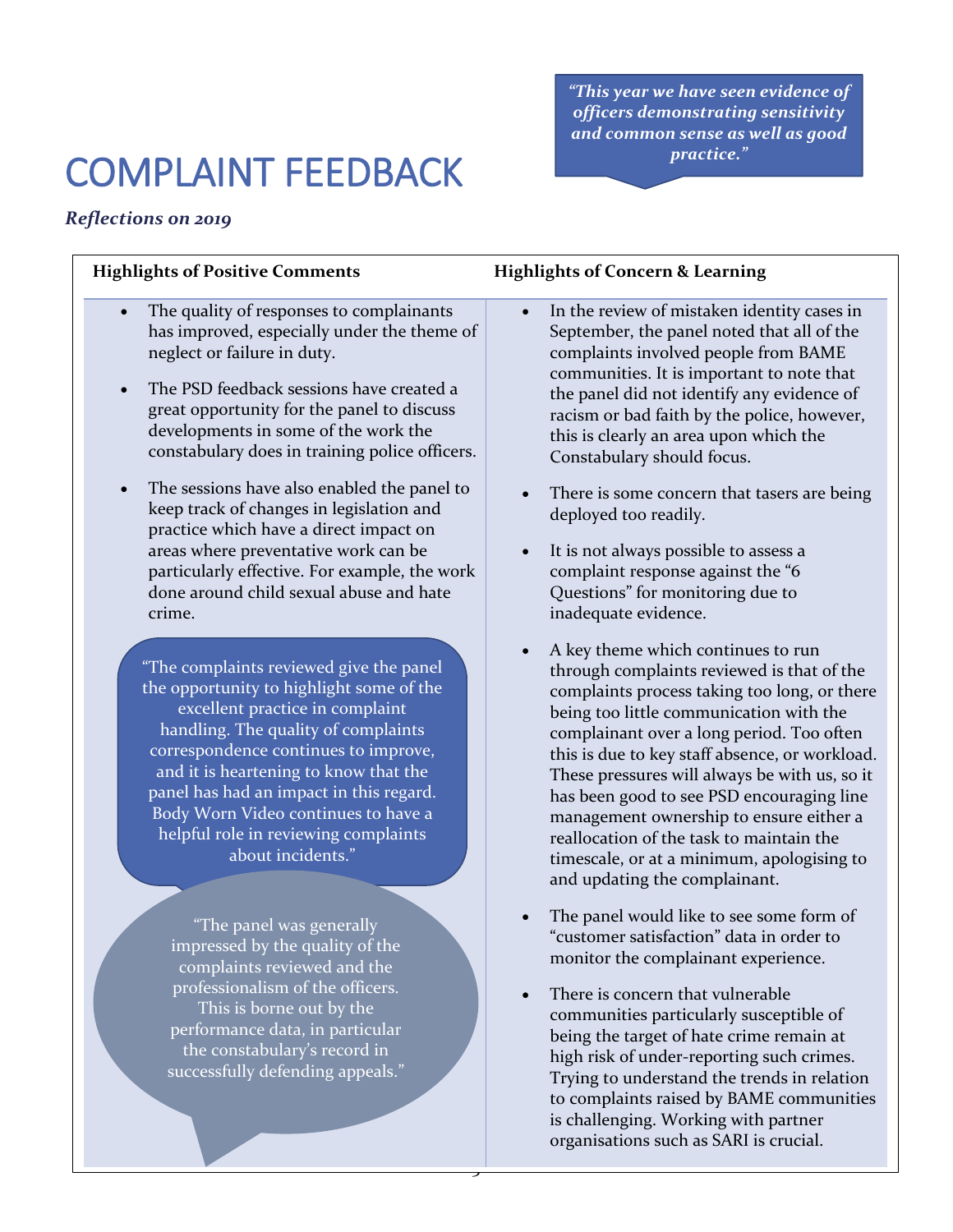# COMPLAINT FEEDBACK

*"This year we have seen evidence of officers demonstrating sensitivity and common sense as well as good practice."*

*Reflections on 2019*

**Highlights of Positive Comments**

- The quality of responses to complainants has improved, especially under the theme of neglect or failure in duty.
- The PSD feedback sessions have created a great opportunity for the panel to discuss developments in some of the work the constabulary does in training police officers.
- The sessions have also enabled the panel to keep track of changes in legislation and practice which have a direct impact on areas where preventative work can be particularly effective. For example, the work done around child sexual abuse and hate crime.

"The complaints reviewed give the panel the opportunity to highlight some of the excellent practice in complaint handling. The quality of complaints correspondence continues to improve, and it is heartening to know that the panel has had an impact in this regard. Body Worn Video continues to have a helpful role in reviewing complaints about incidents."

"The panel was generally impressed by the quality of the complaints reviewed and the professionalism of the officers. This is borne out by the performance data, in particular the constabulary's record in successfully defending appeals."

**Highlights of Concern & Learning**

- In the review of mistaken identity cases in September, the panel noted that all of the complaints involved people from BAME communities. It is important to note that the panel did not identify any evidence of racism or bad faith by the police, however, this is clearly an area upon which the Constabulary should focus.
- There is some concern that tasers are being deployed too readily.
- It is not always possible to assess a complaint response against the "6 Questions" for monitoring due to inadequate evidence.
- A key theme which continues to run through complaints reviewed is that of the complaints process taking too long, or there being too little communication with the complainant over a long period. Too often this is due to key staff absence, or workload. These pressures will always be with us, so it has been good to see PSD encouraging line management ownership to ensure either a reallocation of the task to maintain the timescale, or at a minimum, apologising to and updating the complainant.
- The panel would like to see some form of "customer satisfaction" data in order to monitor the complainant experience.
- There is concern that vulnerable communities particularly susceptible of being the target of hate crime remain at high risk of under-reporting such crimes. Trying to understand the trends in relation to complaints raised by BAME communities is challenging. Working with partner organisations such as SARI is crucial.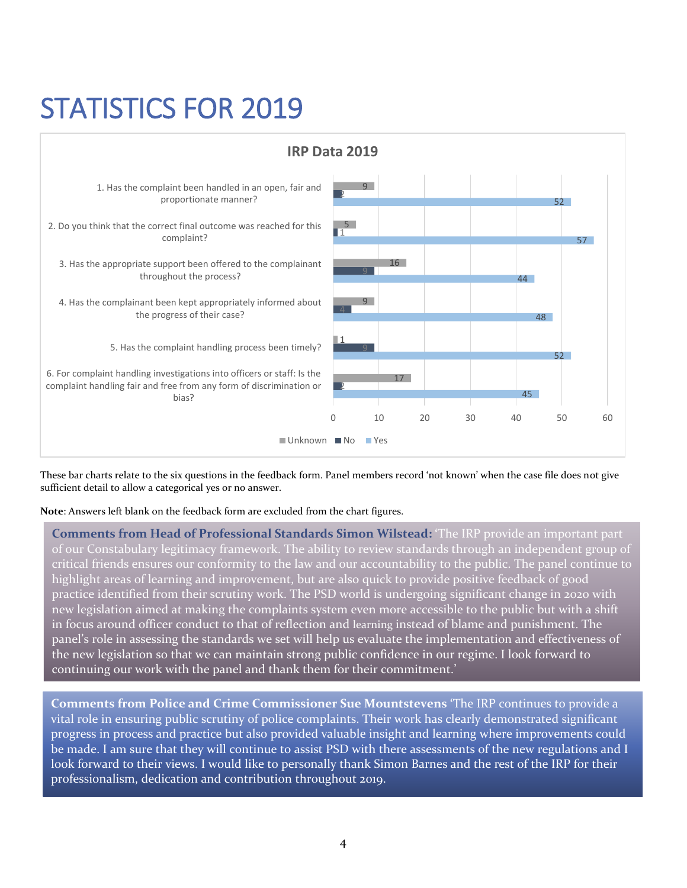# STATISTICS FOR 2019

**IRP Data 2019**

| Question | Unknown | No | Yes |
|---|---|---|---|
| 1. Has the complaint been handled in an open, fair and proportionate manner? | 9 | 2 | 52 |
| 2. Do you think that the correct final outcome was reached for this complaint? | 5 | 1 | 57 |
| 3. Has the appropriate support been offered to the complainant throughout the process? | 16 | 9 | 44 |
| 4. Has the complainant been kept appropriately informed about the progress of their case? | 9 | 4 | 48 |
| 5. Has the complaint handling process been timely? | 1 | 9 | 52 |
| 6. For complaint handling investigations into officers or staff: Is the complaint handling fair and free from any form of discrimination or bias? | 17 | 2 | 45 |

These bar charts relate to the six questions in the feedback form. Panel members record 'not known' when the case file does not give sufficient detail to allow a categorical yes or no answer.

**Note**: Answers left blank on the feedback form are excluded from the chart figures.

**Comments from Head of Professional Standards Simon Wilstead:** 'The IRP provide an important part of our Constabulary legitimacy framework. The ability to review standards through an independent group of critical friends ensures our conformity to the law and our accountability to the public. The panel continue to highlight areas of learning and improvement, but are also quick to provide positive feedback of good practice identified from their scrutiny work. The PSD world is undergoing significant change in 2020 with new legislation aimed at making the complaints system even more accessible to the public but with a shift in focus around officer conduct to that of reflection and learning instead of blame and punishment. The panel's role in assessing the standards we set will help us evaluate the implementation and effectiveness of the new legislation so that we can maintain strong public confidence in our regime. I look forward to continuing our work with the panel and thank them for their commitment.'

**Comments from Police and Crime Commissioner Sue Mountstevens** 'The IRP continues to provide a vital role in ensuring public scrutiny of police complaints. Their work has clearly demonstrated significant progress in process and practice but also provided valuable insight and learning where improvements could be made. I am sure that they will continue to assist PSD with there assessments of the new regulations and I look forward to their views. I would like to personally thank Simon Barnes and the rest of the IRP for their professionalism, dedication and contribution throughout 2019.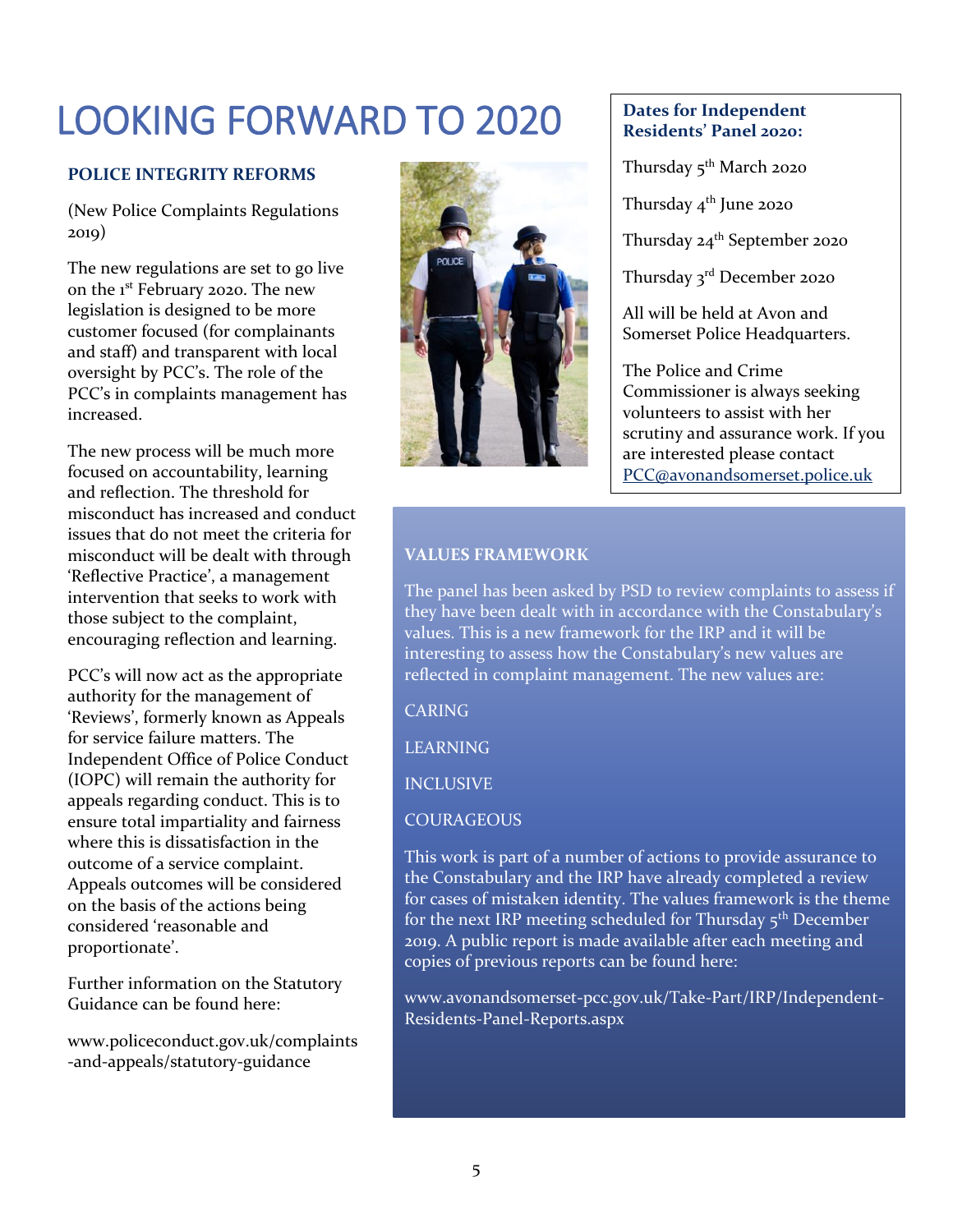# LOOKING FORWARD TO 2020

## POLICE INTEGRITY REFORMS

(New Police Complaints Regulations 2019)

The new regulations are set to go live on the 1st February 2020. The new legislation is designed to be more customer focused (for complainants and staff) and transparent with local oversight by PCC's. The role of the PCC's in complaints management has increased.

The new process will be much more focused on accountability, learning and reflection. The threshold for misconduct has increased and conduct issues that do not meet the criteria for misconduct will be dealt with through 'Reflective Practice', a management intervention that seeks to work with those subject to the complaint, encouraging reflection and learning.

PCC's will now act as the appropriate authority for the management of 'Reviews', formerly known as Appeals for service failure matters. The Independent Office of Police Conduct (IOPC) will remain the authority for appeals regarding conduct. This is to ensure total impartiality and fairness where this is dissatisfaction in the outcome of a service complaint. Appeals outcomes will be considered on the basis of the actions being considered 'reasonable and proportionate'.

Further information on the Statutory Guidance can be found here:

www.policeconduct.gov.uk/complaints-and-appeals/statutory-guidance

**Dates for Independent Residents' Panel 2020:**

Thursday 5th March 2020

Thursday 4th June 2020

Thursday 24th September 2020

Thursday 3rd December 2020

All will be held at Avon and Somerset Police Headquarters.

The Police and Crime Commissioner is always seeking volunteers to assist with her scrutiny and assurance work. If you are interested please contact PCC@avonandsomerset.police.uk

## VALUES FRAMEWORK

The panel has been asked by PSD to review complaints to assess if they have been dealt with in accordance with the Constabulary's values. This is a new framework for the IRP and it will be interesting to assess how the Constabulary's new values are reflected in complaint management. The new values are:

CARING

LEARNING

INCLUSIVE

COURAGEOUS

This work is part of a number of actions to provide assurance to the Constabulary and the IRP have already completed a review for cases of mistaken identity. The values framework is the theme for the next IRP meeting scheduled for Thursday 5th December 2019. A public report is made available after each meeting and copies of previous reports can be found here:

www.avonandsomerset-pcc.gov.uk/Take-Part/IRP/Independent-Residents-Panel-Reports.aspx